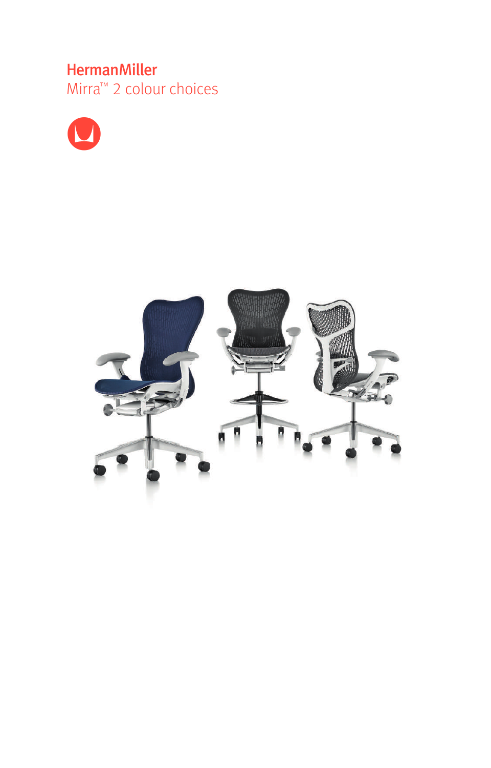# HermanMiller

Mirra™ 2 colour choices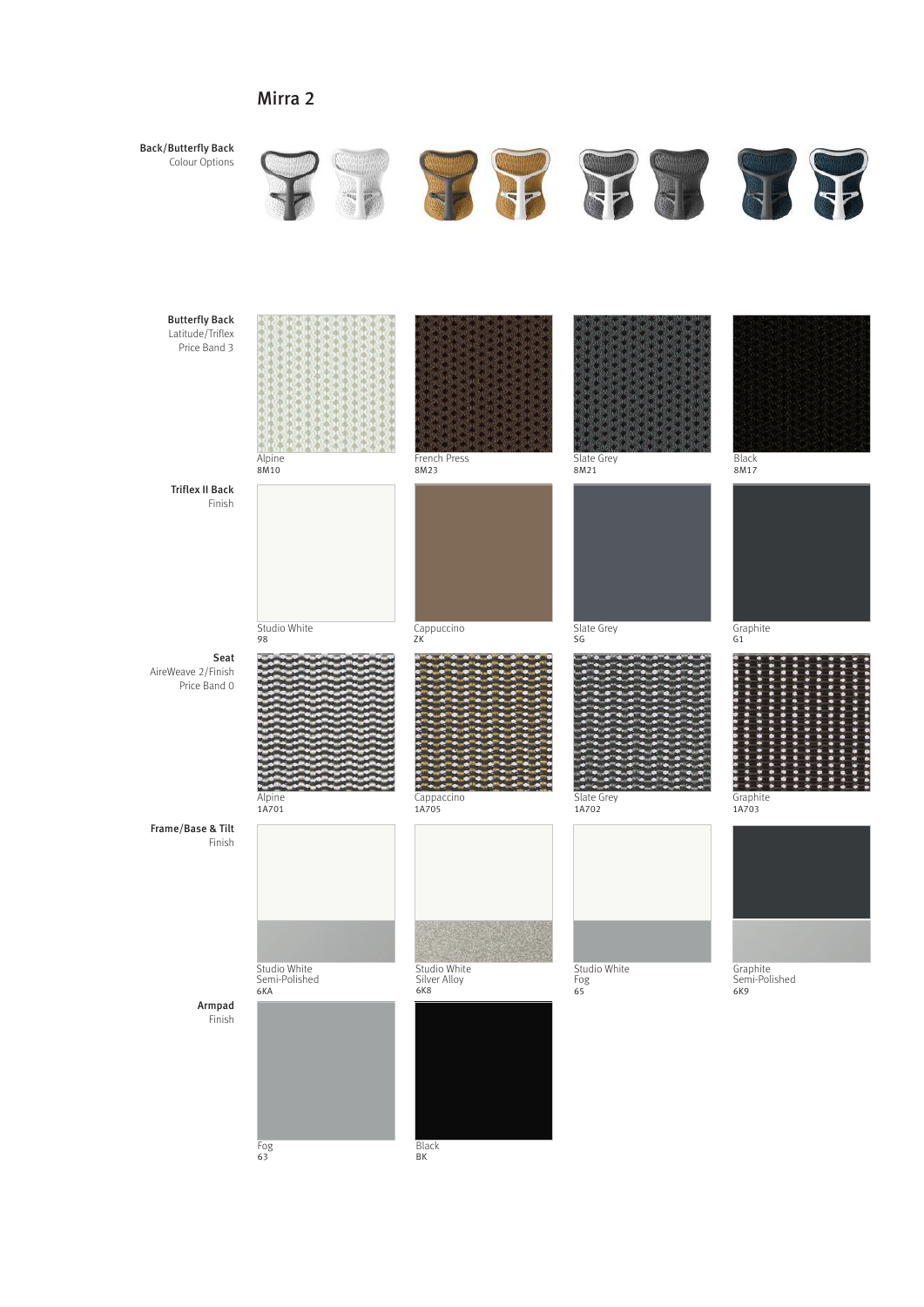## Mirra 2

**Back/Butterfly Back**
Colour Options

| Section | | | | |
|---|---|---|---|---|
| **Butterfly Back** Latitude/Triflex Price Band 3 | Alpine 8M10 | French Press 8M23 | Slate Grey 8M21 | Black 8M17 |
| **Triflex II Back** Finish | Studio White 98 | Cappuccino ZK | Slate Grey SG | Graphite G1 |
| **Seat** AireWeave 2/Finish Price Band 0 | Alpine 1A701 | Cappaccino 1A705 | Slate Grey 1A702 | Graphite 1A703 |
| **Frame/Base & Tilt** Finish | Studio White Semi-Polished 6KA | Studio White Silver Alloy 6K8 | Studio White Fog 65 | Graphite Semi-Polished 6K9 |
| **Armpad** Finish | Fog 63 | Black BK | | |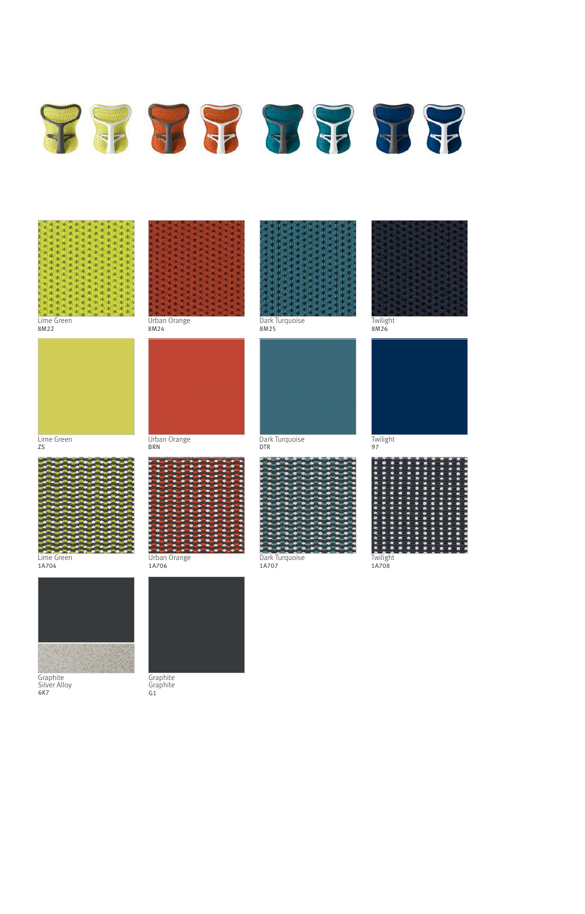| | | | |
|---|---|---|---|
| Lime Green<br>8M22 | Urban Orange<br>8M24 | Dark Turquoise<br>8M25 | Twilight<br>8M26 |
| Lime Green<br>ZS | Urban Orange<br>BRN | Dark Turquoise<br>DTR | Twilight<br>97 |
| Lime Green<br>1A704 | Urban Orange<br>1A706 | Dark Turquoise<br>1A707 | Twilight<br>1A708 |
| Graphite<br>Silver Alloy<br>6K7 | Graphite<br>Graphite<br>G1 | | |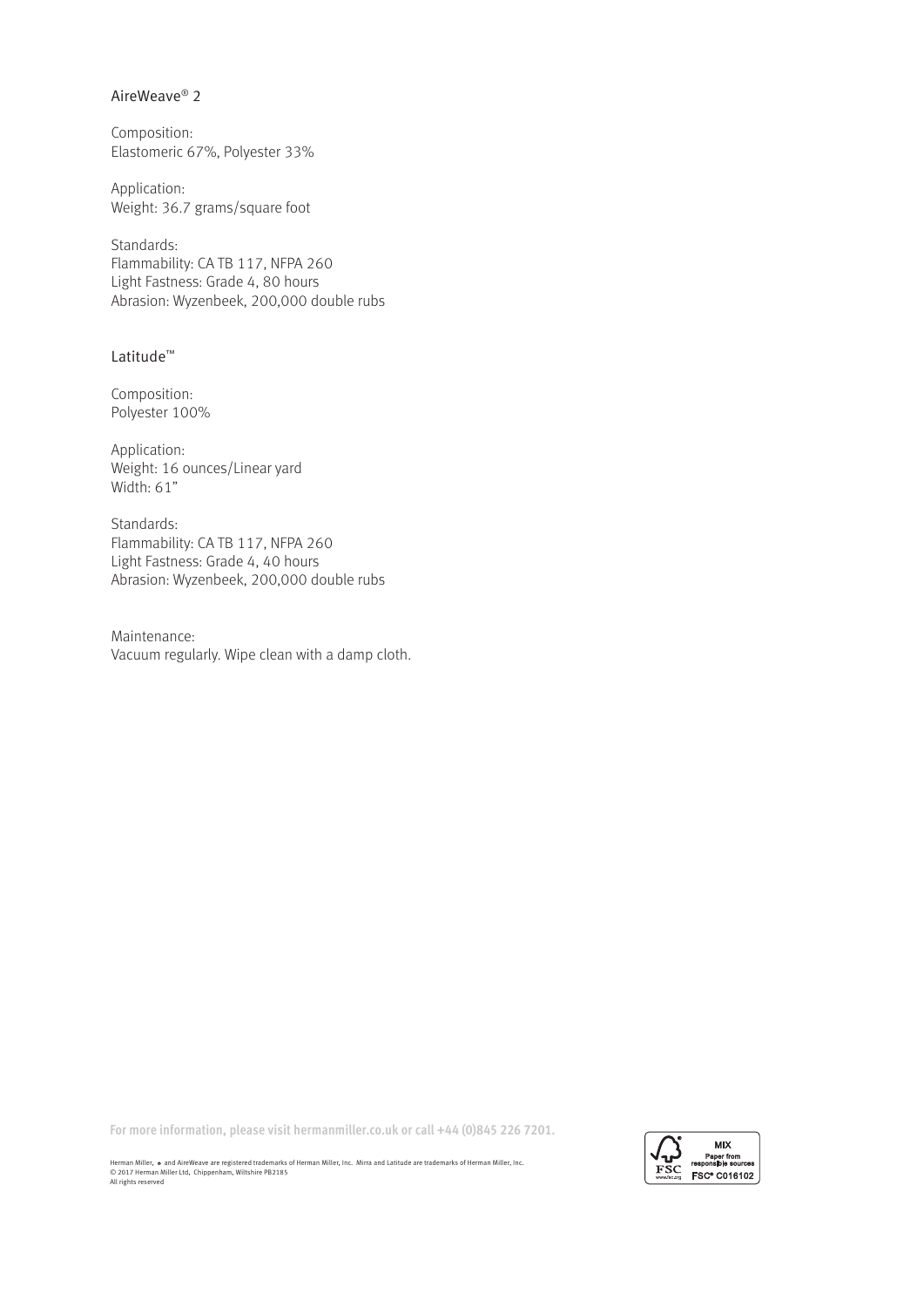## AireWeave® 2

Composition:
Elastomeric 67%, Polyester 33%

Application:
Weight: 36.7 grams/square foot

Standards:
Flammability: CA TB 117, NFPA 260
Light Fastness: Grade 4, 80 hours
Abrasion: Wyzenbeek, 200,000 double rubs

## Latitude™

Composition:
Polyester 100%

Application:
Weight: 16 ounces/Linear yard
Width: 61"

Standards:
Flammability: CA TB 117, NFPA 260
Light Fastness: Grade 4, 40 hours
Abrasion: Wyzenbeek, 200,000 double rubs

Maintenance:
Vacuum regularly. Wipe clean with a damp cloth.

**For more information, please visit hermanmiller.co.uk or call +44 (0)845 226 7201.**

Herman Miller, ● and AireWeave are registered trademarks of Herman Miller, Inc. Mirra and Latitude are trademarks of Herman Miller, Inc.
© 2017 Herman Miller Ltd, Chippenham, Wiltshire PB2185
All rights reserved

MIX
Paper from responsible sources
FSC® C016102